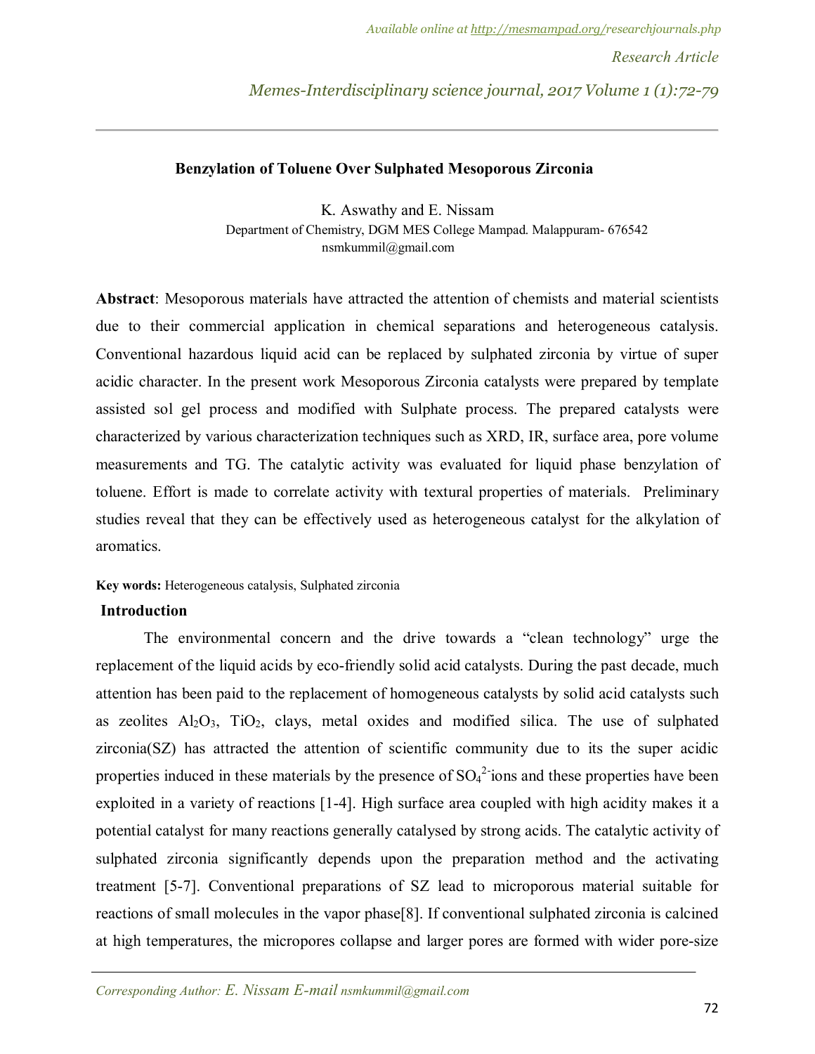# Benzylation of Toluene Over Sulphated Mesoporous Zirconia

K. Aswathy and E. Nissam

Department of Chemistry, DGM MES College Mampad. Malappuram- 676542

nsmkummil@gmail.com

**Abstract**: Mesoporous materials have attracted the attention of chemists and material scientists due to their commercial application in chemical separations and heterogeneous catalysis. Conventional hazardous liquid acid can be replaced by sulphated zirconia by virtue of super acidic character. In the present work Mesoporous Zirconia catalysts were prepared by template assisted sol gel process and modified with Sulphate process. The prepared catalysts were characterized by various characterization techniques such as XRD, IR, surface area, pore volume measurements and TG. The catalytic activity was evaluated for liquid phase benzylation of toluene. Effort is made to correlate activity with textural properties of materials. Preliminary studies reveal that they can be effectively used as heterogeneous catalyst for the alkylation of aromatics.

**Key words:** Heterogeneous catalysis, Sulphated zirconia

## Introduction

The environmental concern and the drive towards a "clean technology" urge the replacement of the liquid acids by eco-friendly solid acid catalysts. During the past decade, much attention has been paid to the replacement of homogeneous catalysts by solid acid catalysts such as zeolites $Al_2O_3$, $TiO_2$, clays, metal oxides and modified silica. The use of sulphated zirconia(SZ) has attracted the attention of scientific community due to its the super acidic properties induced in these materials by the presence of $SO_4^{2-}$ions and these properties have been exploited in a variety of reactions [1-4]. High surface area coupled with high acidity makes it a potential catalyst for many reactions generally catalysed by strong acids. The catalytic activity of sulphated zirconia significantly depends upon the preparation method and the activating treatment [5-7]. Conventional preparations of SZ lead to microporous material suitable for reactions of small molecules in the vapor phase[8]. If conventional sulphated zirconia is calcined at high temperatures, the micropores collapse and larger pores are formed with wider pore-size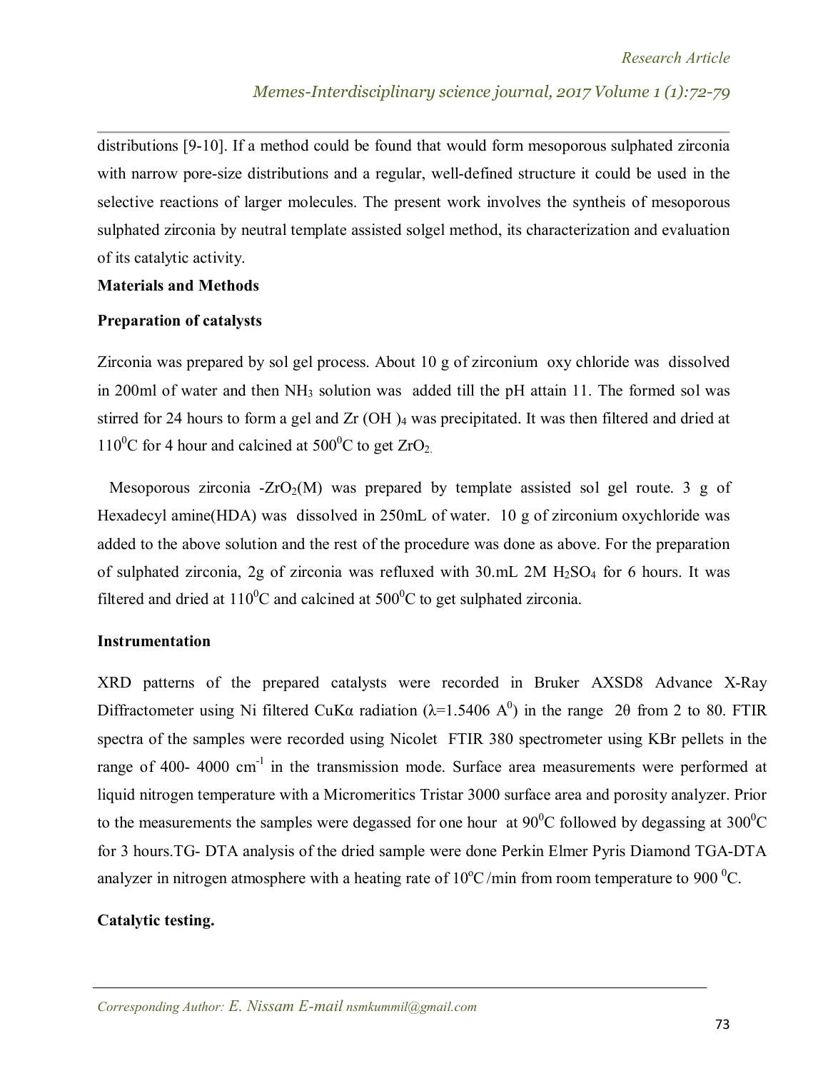distributions [9-10]. If a method could be found that would form mesoporous sulphated zirconia with narrow pore-size distributions and a regular, well-defined structure it could be used in the selective reactions of larger molecules. The present work involves the syntheis of mesoporous sulphated zirconia by neutral template assisted solgel method, its characterization and evaluation of its catalytic activity.

**Materials and Methods**

**Preparation of catalysts**

Zirconia was prepared by sol gel process. About 10 g of zirconium oxy chloride was dissolved in 200ml of water and then $NH_3$ solution was added till the pH attain 11. The formed sol was stirred for 24 hours to form a gel and Zr $(OH)_4$ was precipitated. It was then filtered and dried at $110^0$C for 4 hour and calcined at $500^0$C to get $ZrO_2$.

Mesoporous zirconia -$ZrO_2$(M) was prepared by template assisted sol gel route. 3 g of Hexadecyl amine(HDA) was dissolved in 250mL of water. 10 g of zirconium oxychloride was added to the above solution and the rest of the procedure was done as above. For the preparation of sulphated zirconia, 2g of zirconia was refluxed with 30.mL 2M $H_2SO_4$ for 6 hours. It was filtered and dried at $110^0$C and calcined at $500^0$C to get sulphated zirconia.

**Instrumentation**

XRD patterns of the prepared catalysts were recorded in Bruker AXSD8 Advance X-Ray Diffractometer using Ni filtered CuKα radiation ($\lambda$=1.5406 $A^0$) in the range 2θ from 2 to 80. FTIR spectra of the samples were recorded using Nicolet FTIR 380 spectrometer using KBr pellets in the range of 400- 4000 $cm^{-1}$ in the transmission mode. Surface area measurements were performed at liquid nitrogen temperature with a Micromeritics Tristar 3000 surface area and porosity analyzer. Prior to the measurements the samples were degassed for one hour at $90^0$C followed by degassing at $300^0$C for 3 hours.TG- DTA analysis of the dried sample were done Perkin Elmer Pyris Diamond TGA-DTA analyzer in nitrogen atmosphere with a heating rate of $10^o$C/min from room temperature to 900 $^0$C.

**Catalytic testing.**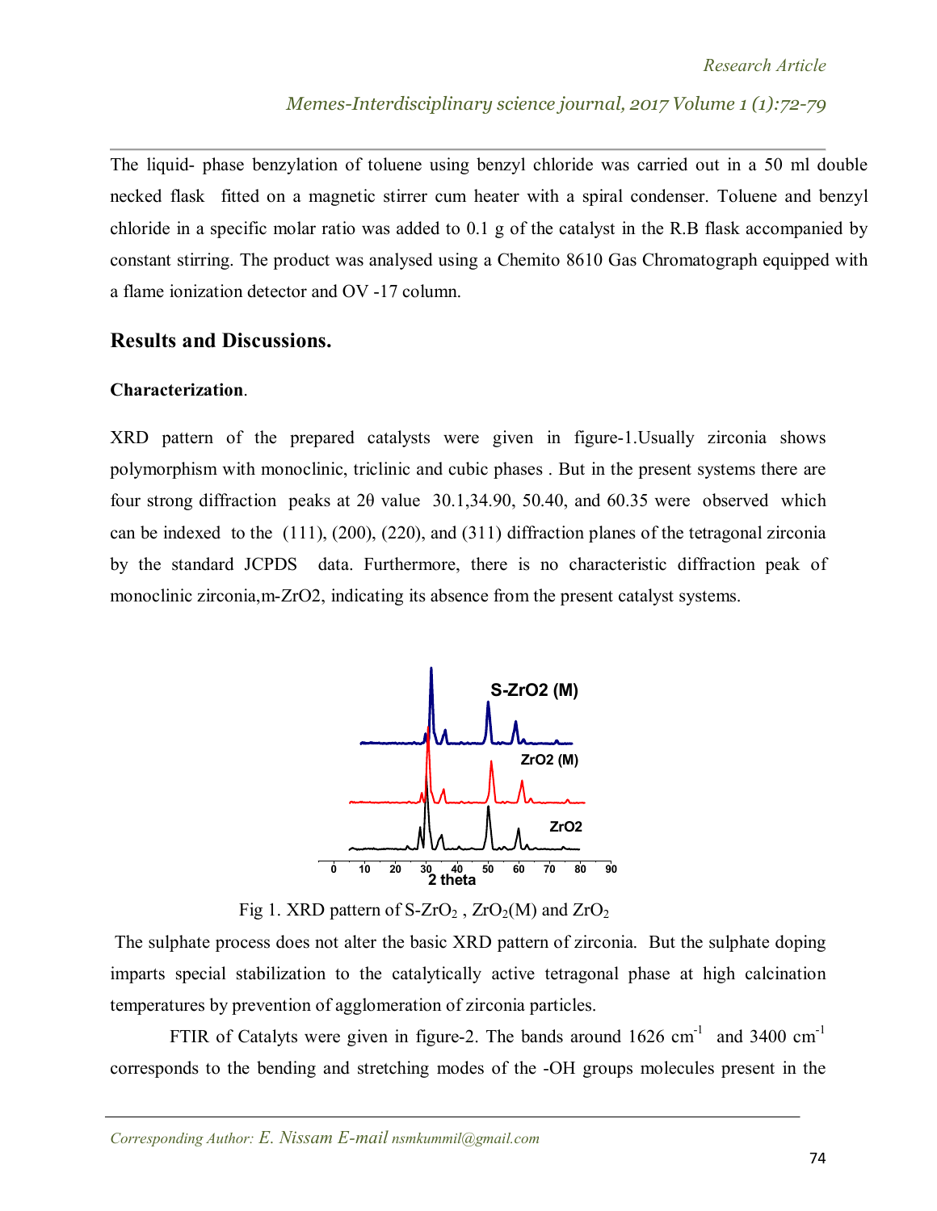The liquid- phase benzylation of toluene using benzyl chloride was carried out in a 50 ml double necked flask fitted on a magnetic stirrer cum heater with a spiral condenser. Toluene and benzyl chloride in a specific molar ratio was added to 0.1 g of the catalyst in the R.B flask accompanied by constant stirring. The product was analysed using a Chemito 8610 Gas Chromatograph equipped with a flame ionization detector and OV -17 column.

## Results and Discussions.

**Characterization**.

XRD pattern of the prepared catalysts were given in figure-1.Usually zirconia shows polymorphism with monoclinic, triclinic and cubic phases . But in the present systems there are four strong diffraction peaks at 2θ value 30.1,34.90, 50.40, and 60.35 were observed which can be indexed to the (111), (200), (220), and (311) diffraction planes of the tetragonal zirconia by the standard JCPDS data. Furthermore, there is no characteristic diffraction peak of monoclinic zirconia,m-ZrO2, indicating its absence from the present catalyst systems.

Fig 1. XRD pattern of S-$ZrO_2$ , $ZrO_2$(M) and $ZrO_2$

The sulphate process does not alter the basic XRD pattern of zirconia. But the sulphate doping imparts special stabilization to the catalytically active tetragonal phase at high calcination temperatures by prevention of agglomeration of zirconia particles.

FTIR of Catalyts were given in figure-2. The bands around 1626 $cm^{-1}$ and 3400 $cm^{-1}$ corresponds to the bending and stretching modes of the -OH groups molecules present in the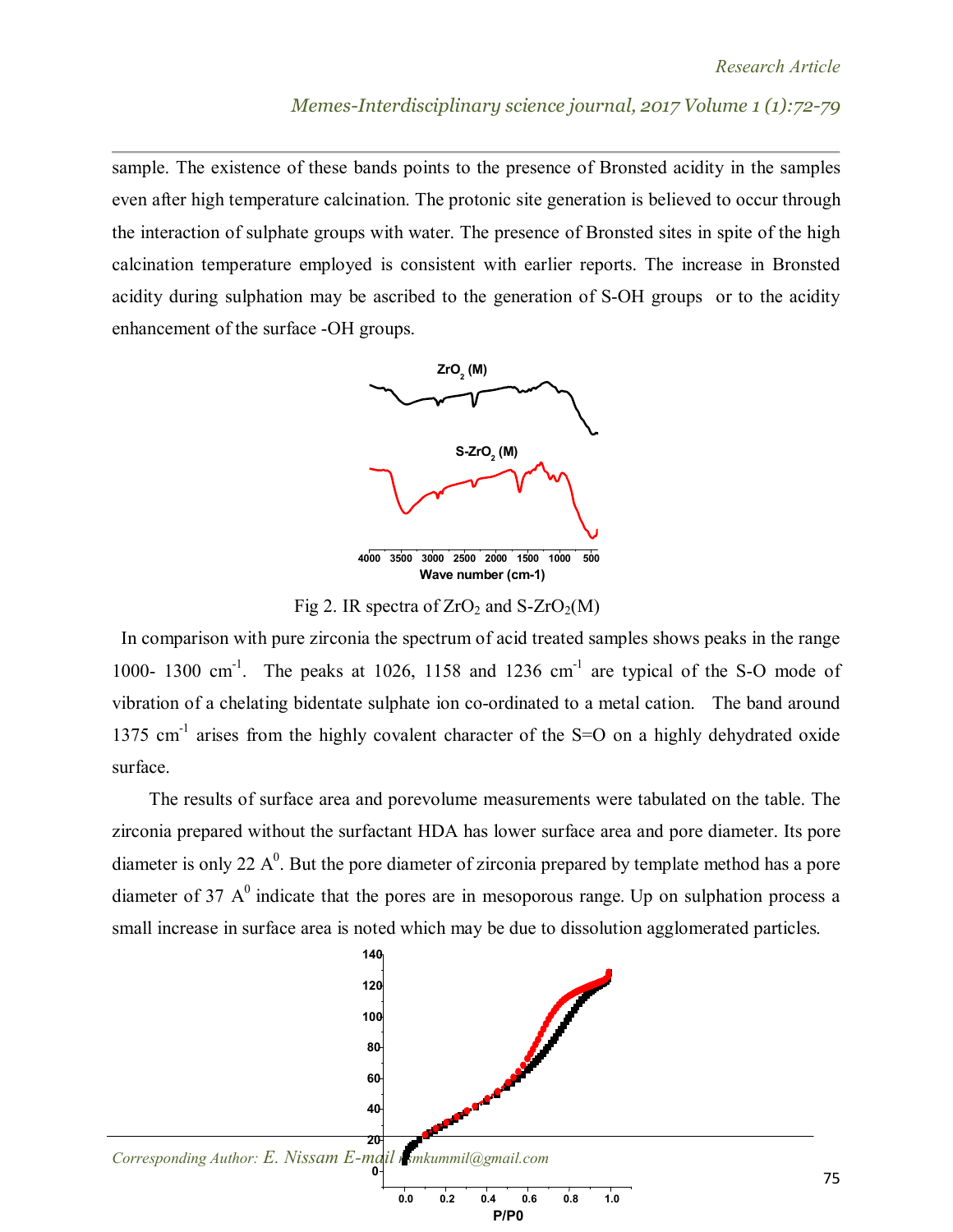sample. The existence of these bands points to the presence of Bronsted acidity in the samples even after high temperature calcination. The protonic site generation is believed to occur through the interaction of sulphate groups with water. The presence of Bronsted sites in spite of the high calcination temperature employed is consistent with earlier reports. The increase in Bronsted acidity during sulphation may be ascribed to the generation of S-OH groups or to the acidity enhancement of the surface -OH groups.

Fig 2. IR spectra of $ZrO_2$ and S-$ZrO_2$(M)

In comparison with pure zirconia the spectrum of acid treated samples shows peaks in the range 1000- 1300 $cm^{-1}$. The peaks at 1026, 1158 and 1236 $cm^{-1}$ are typical of the S-O mode of vibration of a chelating bidentate sulphate ion co-ordinated to a metal cation. The band around 1375 $cm^{-1}$ arises from the highly covalent character of the S=O on a highly dehydrated oxide surface.

The results of surface area and porevolume measurements were tabulated on the table. The zirconia prepared without the surfactant HDA has lower surface area and pore diameter. Its pore diameter is only 22 $A^0$. But the pore diameter of zirconia prepared by template method has a pore diameter of 37 $A^0$ indicate that the pores are in mesoporous range. Up on sulphation process a small increase in surface area is noted which may be due to dissolution agglomerated particles.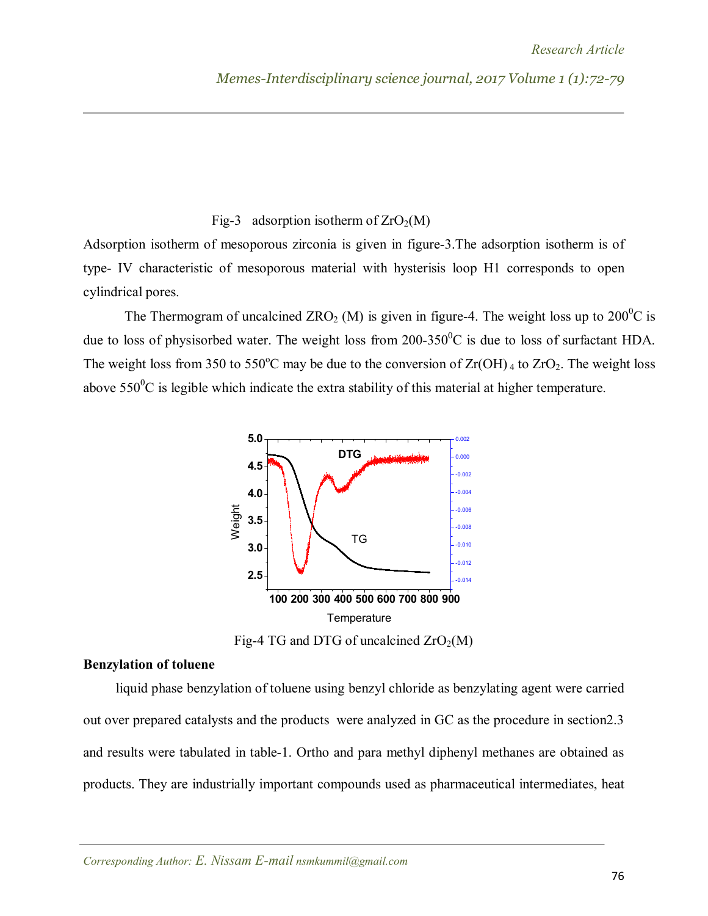Fig-3 adsorption isotherm of $ZrO_2$(M)

Adsorption isotherm of mesoporous zirconia is given in figure-3.The adsorption isotherm is of type- IV characteristic of mesoporous material with hysterisis loop H1 corresponds to open cylindrical pores.

The Thermogram of uncalcined $ZRO_2$ (M) is given in figure-4. The weight loss up to $200^0$C is due to loss of physisorbed water. The weight loss from 200-$350^0$C is due to loss of surfactant HDA. The weight loss from 350 to $550^o$C may be due to the conversion of $Zr(OH)_4$ to $ZrO_2$. The weight loss above $550^0$C is legible which indicate the extra stability of this material at higher temperature.

Fig-4 TG and DTG of uncalcined $ZrO_2$(M)

**Benzylation of toluene**

liquid phase benzylation of toluene using benzyl chloride as benzylating agent were carried out over prepared catalysts and the products were analyzed in GC as the procedure in section2.3 and results were tabulated in table-1. Ortho and para methyl diphenyl methanes are obtained as products. They are industrially important compounds used as pharmaceutical intermediates, heat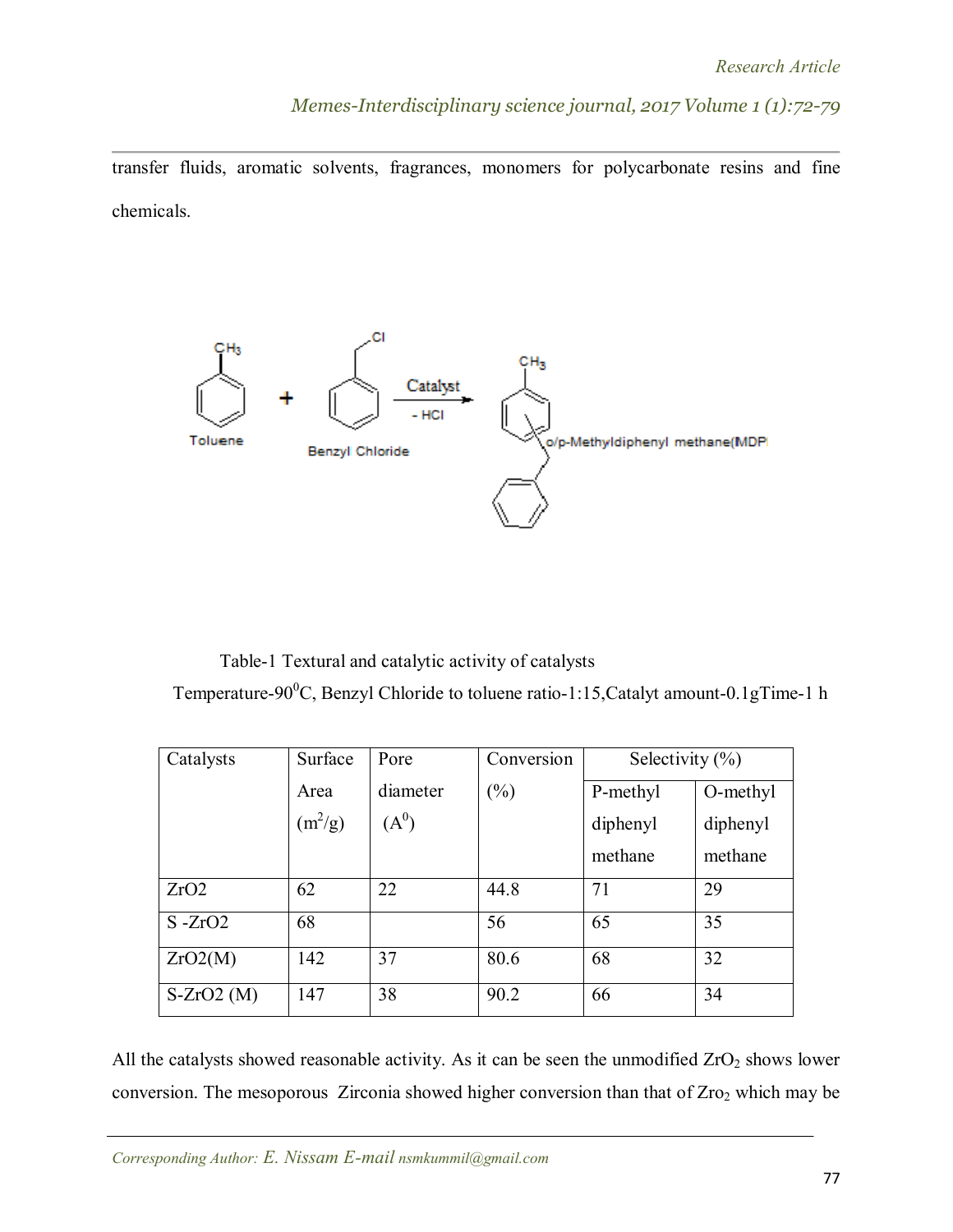transfer fluids, aromatic solvents, fragrances, monomers for polycarbonate resins and fine chemicals.

Table-1 Textural and catalytic activity of catalysts

Temperature-90$^0$C, Benzyl Chloride to toluene ratio-1:15,Catalyt amount-0.1gTime-1 h

| Catalysts | Surface Area ($m^2$/g) | Pore diameter ($A^0$) | Conversion (%) | Selectivity (%) | |
|---|---|---|---|---|---|
| | | | | P-methyl diphenyl methane | O-methyl diphenyl methane |
| ZrO2 | 62 | 22 | 44.8 | 71 | 29 |
| S -ZrO2 | 68 | | 56 | 65 | 35 |
| ZrO2(M) | 142 | 37 | 80.6 | 68 | 32 |
| S-ZrO2 (M) | 147 | 38 | 90.2 | 66 | 34 |

All the catalysts showed reasonable activity. As it can be seen the unmodified $ZrO_2$ shows lower conversion. The mesoporous Zirconia showed higher conversion than that of $Zro_2$ which may be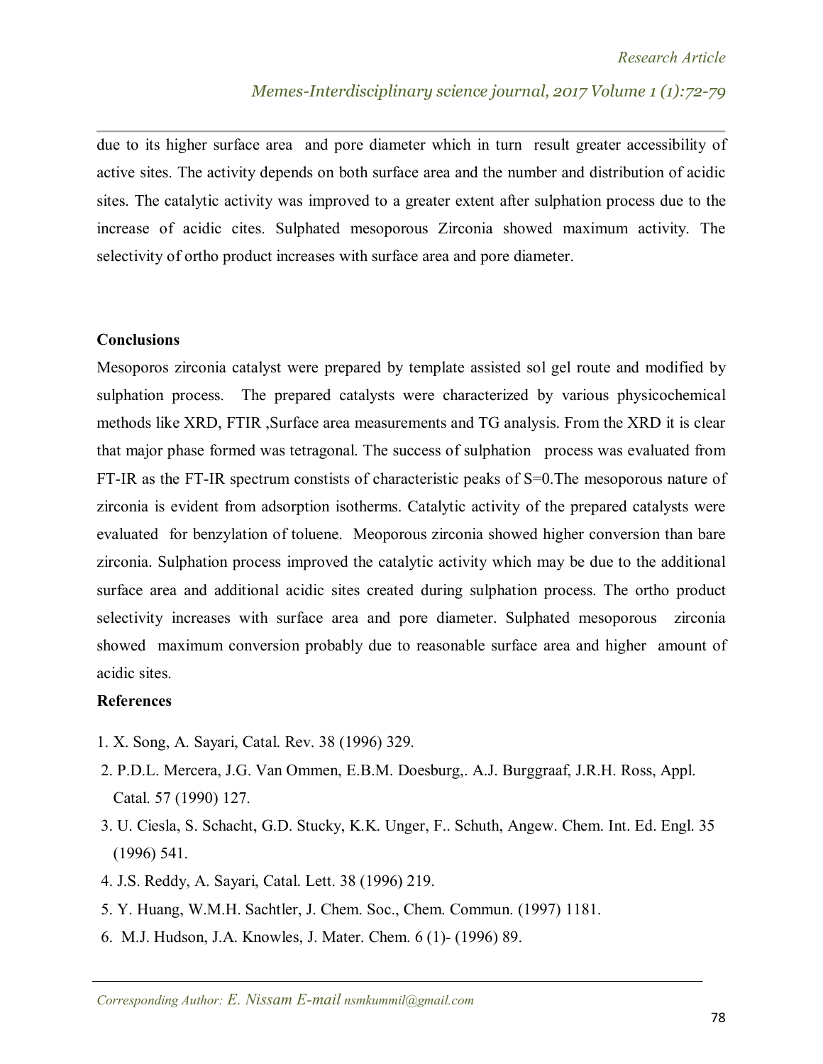due to its higher surface area and pore diameter which in turn result greater accessibility of active sites. The activity depends on both surface area and the number and distribution of acidic sites. The catalytic activity was improved to a greater extent after sulphation process due to the increase of acidic cites. Sulphated mesoporous Zirconia showed maximum activity. The selectivity of ortho product increases with surface area and pore diameter.

**Conclusions**

Mesoporos zirconia catalyst were prepared by template assisted sol gel route and modified by sulphation process. The prepared catalysts were characterized by various physicochemical methods like XRD, FTIR ,Surface area measurements and TG analysis. From the XRD it is clear that major phase formed was tetragonal. The success of sulphation process was evaluated from FT-IR as the FT-IR spectrum constists of characteristic peaks of S=0.The mesoporous nature of zirconia is evident from adsorption isotherms. Catalytic activity of the prepared catalysts were evaluated for benzylation of toluene. Meoporous zirconia showed higher conversion than bare zirconia. Sulphation process improved the catalytic activity which may be due to the additional surface area and additional acidic sites created during sulphation process. The ortho product selectivity increases with surface area and pore diameter. Sulphated mesoporous zirconia showed maximum conversion probably due to reasonable surface area and higher amount of acidic sites.

**References**

1. X. Song, A. Sayari, Catal. Rev. 38 (1996) 329.
2. P.D.L. Mercera, J.G. Van Ommen, E.B.M. Doesburg,. A.J. Burggraaf, J.R.H. Ross, Appl. Catal. 57 (1990) 127.
3. U. Ciesla, S. Schacht, G.D. Stucky, K.K. Unger, F.. Schuth, Angew. Chem. Int. Ed. Engl. 35 (1996) 541.
4. J.S. Reddy, A. Sayari, Catal. Lett. 38 (1996) 219.
5. Y. Huang, W.M.H. Sachtler, J. Chem. Soc., Chem. Commun. (1997) 1181.
6. M.J. Hudson, J.A. Knowles, J. Mater. Chem. 6 (1)- (1996) 89.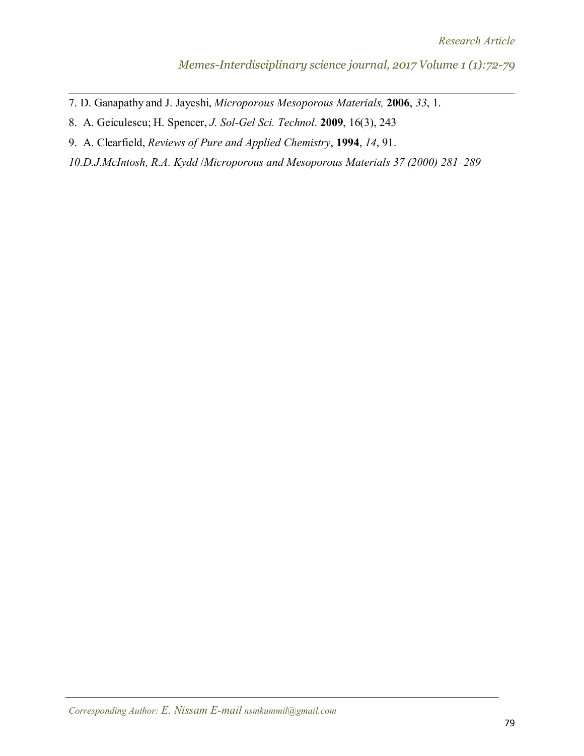7. D. Ganapathy and J. Jayeshi, *Microporous Mesoporous Materials,* **2006**, *33*, 1.

8. A. Geiculescu; H. Spencer, *J. Sol-Gel Sci. Technol*. **2009**, 16(3), 243

9. A. Clearfield, *Reviews of Pure and Applied Chemistry*, **1994**, *14*, 91.

*10.D.J.McIntosh, R.A. Kydd /Microporous and Mesoporous Materials 37 (2000) 281–289*

*Corresponding Author: E. Nissam E-mail nsmkummil@gmail.com*